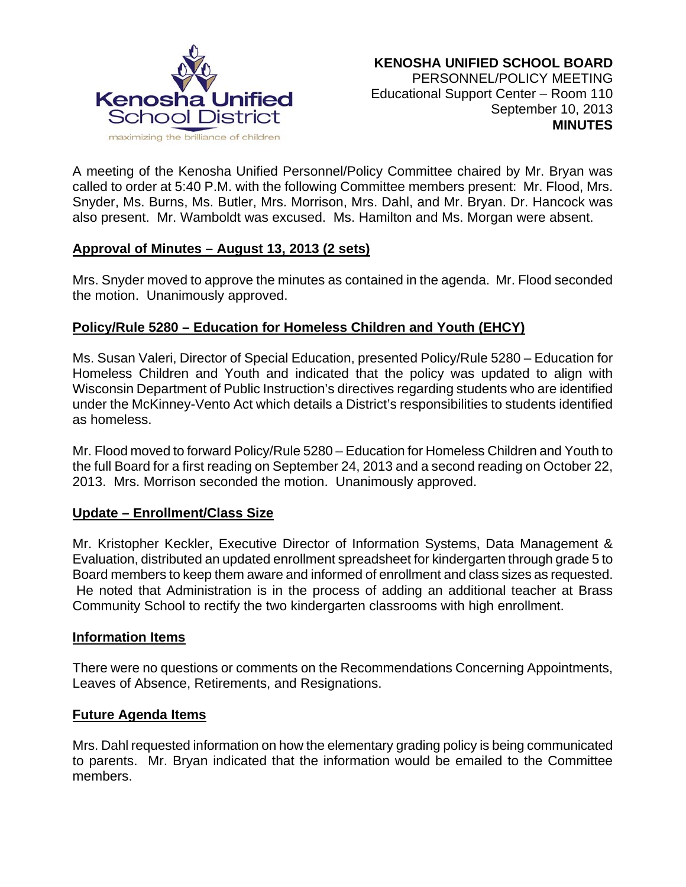**KENOSHA UNIFIED SCHOOL BOARD**
PERSONNEL/POLICY MEETING
Educational Support Center – Room 110
September 10, 2013
**MINUTES**

A meeting of the Kenosha Unified Personnel/Policy Committee chaired by Mr. Bryan was called to order at 5:40 P.M. with the following Committee members present: Mr. Flood, Mrs. Snyder, Ms. Burns, Ms. Butler, Mrs. Morrison, Mrs. Dahl, and Mr. Bryan. Dr. Hancock was also present. Mr. Wamboldt was excused. Ms. Hamilton and Ms. Morgan were absent.

**Approval of Minutes – August 13, 2013 (2 sets)**

Mrs. Snyder moved to approve the minutes as contained in the agenda. Mr. Flood seconded the motion. Unanimously approved.

**Policy/Rule 5280 – Education for Homeless Children and Youth (EHCY)**

Ms. Susan Valeri, Director of Special Education, presented Policy/Rule 5280 – Education for Homeless Children and Youth and indicated that the policy was updated to align with Wisconsin Department of Public Instruction's directives regarding students who are identified under the McKinney-Vento Act which details a District's responsibilities to students identified as homeless.

Mr. Flood moved to forward Policy/Rule 5280 – Education for Homeless Children and Youth to the full Board for a first reading on September 24, 2013 and a second reading on October 22, 2013. Mrs. Morrison seconded the motion. Unanimously approved.

**Update – Enrollment/Class Size**

Mr. Kristopher Keckler, Executive Director of Information Systems, Data Management & Evaluation, distributed an updated enrollment spreadsheet for kindergarten through grade 5 to Board members to keep them aware and informed of enrollment and class sizes as requested. He noted that Administration is in the process of adding an additional teacher at Brass Community School to rectify the two kindergarten classrooms with high enrollment.

**Information Items**

There were no questions or comments on the Recommendations Concerning Appointments, Leaves of Absence, Retirements, and Resignations.

**Future Agenda Items**

Mrs. Dahl requested information on how the elementary grading policy is being communicated to parents. Mr. Bryan indicated that the information would be emailed to the Committee members.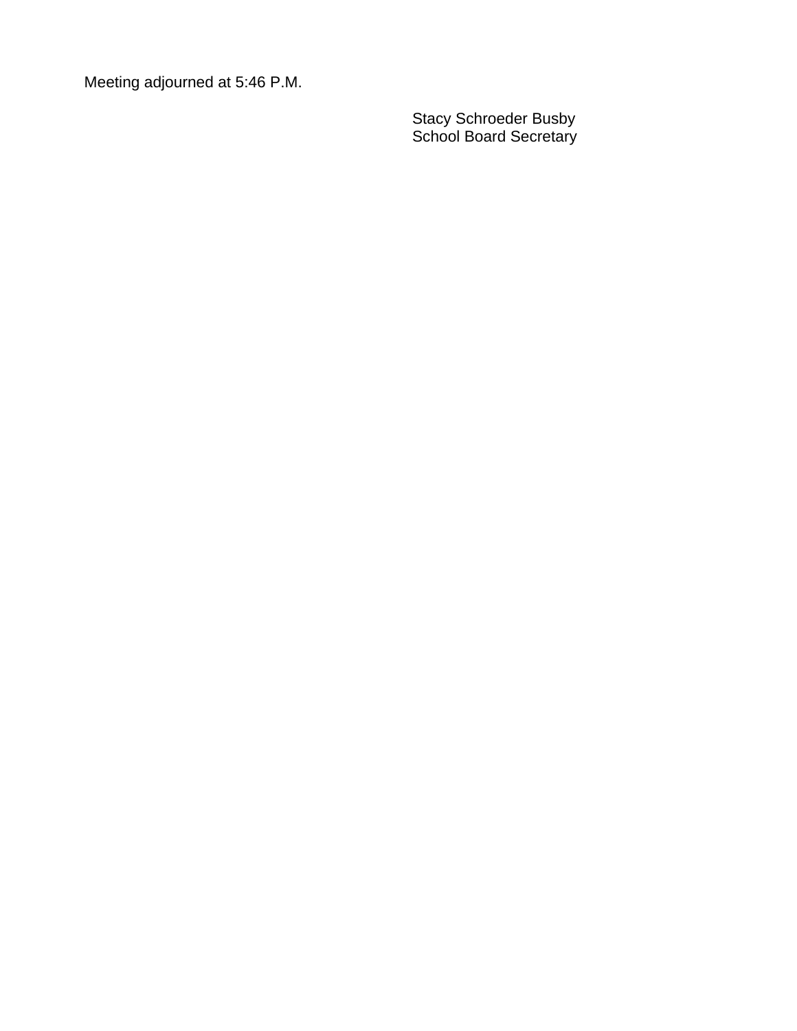Meeting adjourned at 5:46 P.M.

Stacy Schroeder Busby
School Board Secretary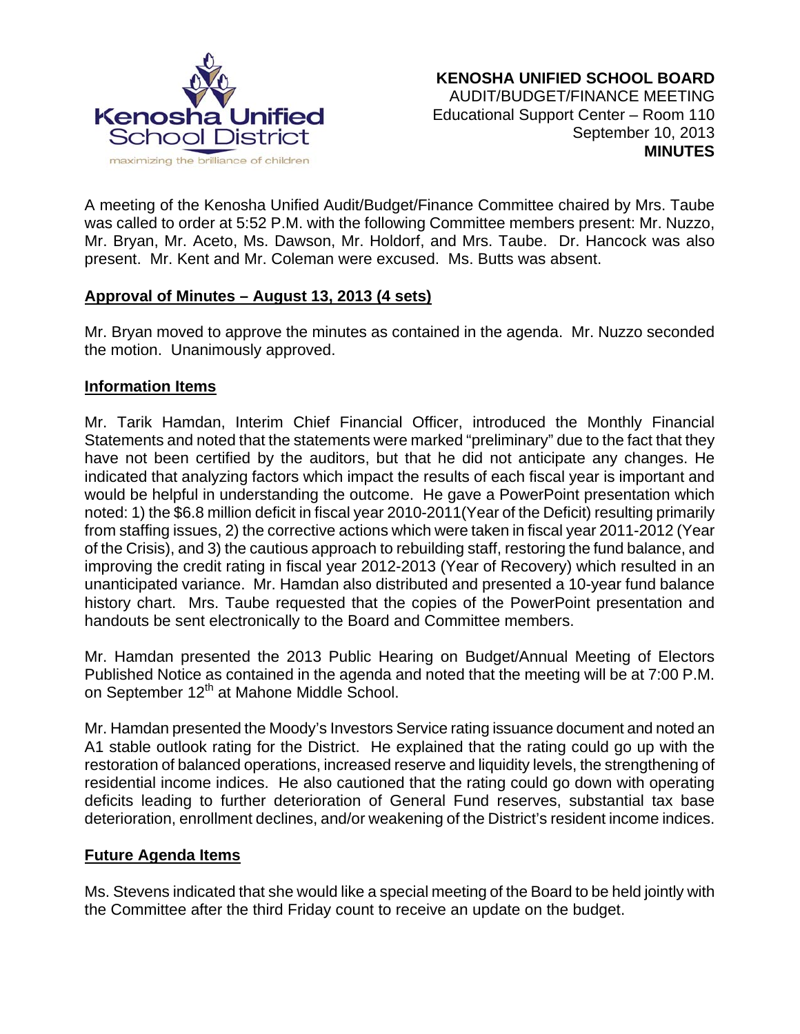**KENOSHA UNIFIED SCHOOL BOARD**
AUDIT/BUDGET/FINANCE MEETING
Educational Support Center – Room 110
September 10, 2013
**MINUTES**

A meeting of the Kenosha Unified Audit/Budget/Finance Committee chaired by Mrs. Taube was called to order at 5:52 P.M. with the following Committee members present: Mr. Nuzzo, Mr. Bryan, Mr. Aceto, Ms. Dawson, Mr. Holdorf, and Mrs. Taube. Dr. Hancock was also present. Mr. Kent and Mr. Coleman were excused. Ms. Butts was absent.

## Approval of Minutes – August 13, 2013 (4 sets)

Mr. Bryan moved to approve the minutes as contained in the agenda. Mr. Nuzzo seconded the motion. Unanimously approved.

## Information Items

Mr. Tarik Hamdan, Interim Chief Financial Officer, introduced the Monthly Financial Statements and noted that the statements were marked "preliminary" due to the fact that they have not been certified by the auditors, but that he did not anticipate any changes. He indicated that analyzing factors which impact the results of each fiscal year is important and would be helpful in understanding the outcome. He gave a PowerPoint presentation which noted: 1) the $6.8 million deficit in fiscal year 2010-2011(Year of the Deficit) resulting primarily from staffing issues, 2) the corrective actions which were taken in fiscal year 2011-2012 (Year of the Crisis), and 3) the cautious approach to rebuilding staff, restoring the fund balance, and improving the credit rating in fiscal year 2012-2013 (Year of Recovery) which resulted in an unanticipated variance. Mr. Hamdan also distributed and presented a 10-year fund balance history chart. Mrs. Taube requested that the copies of the PowerPoint presentation and handouts be sent electronically to the Board and Committee members.

Mr. Hamdan presented the 2013 Public Hearing on Budget/Annual Meeting of Electors Published Notice as contained in the agenda and noted that the meeting will be at 7:00 P.M. on September 12th at Mahone Middle School.

Mr. Hamdan presented the Moody's Investors Service rating issuance document and noted an A1 stable outlook rating for the District. He explained that the rating could go up with the restoration of balanced operations, increased reserve and liquidity levels, the strengthening of residential income indices. He also cautioned that the rating could go down with operating deficits leading to further deterioration of General Fund reserves, substantial tax base deterioration, enrollment declines, and/or weakening of the District's resident income indices.

## Future Agenda Items

Ms. Stevens indicated that she would like a special meeting of the Board to be held jointly with the Committee after the third Friday count to receive an update on the budget.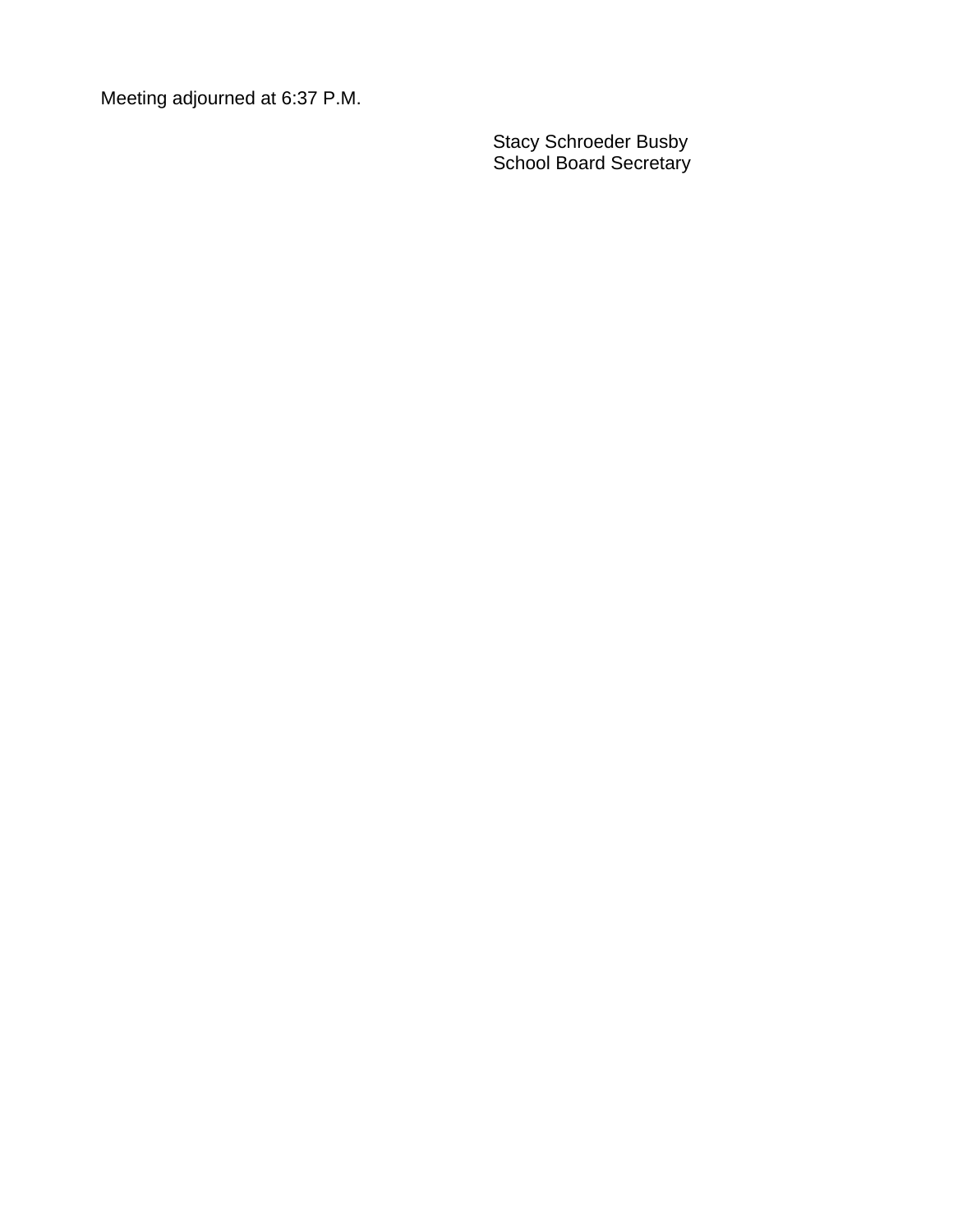Meeting adjourned at 6:37 P.M.

Stacy Schroeder Busby
School Board Secretary